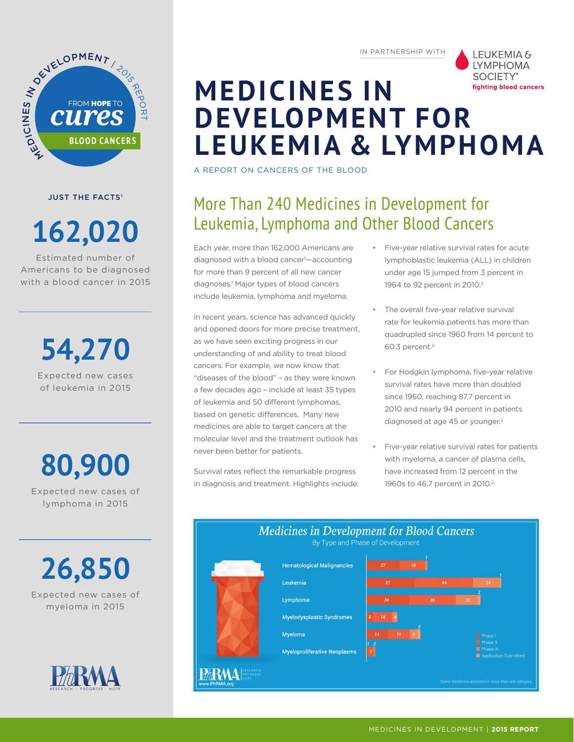IN PARTNERSHIP WITH LEUKEMIA & LYMPHOMA SOCIETY® fighting blood cancers

# MEDICINES IN DEVELOPMENT FOR LEUKEMIA & LYMPHOMA

A REPORT ON CANCERS OF THE BLOOD

MEDICINES IN DEVELOPMENT / 2015 REPORT — FROM HOPE TO cures — BLOOD CANCERS

### JUST THE FACTS[1]

**162,020**
Estimated number of Americans to be diagnosed with a blood cancer in 2015

**54,270**
Expected new cases of leukemia in 2015

**80,900**
Expected new cases of lymphoma in 2015

**26,850**
Expected new cases of myeloma in 2015

## More Than 240 Medicines in Development for Leukemia, Lymphoma and Other Blood Cancers

Each year, more than 162,000 Americans are diagnosed with a blood cancer[1]—accounting for more than 9 percent of all new cancer diagnoses.[1] Major types of blood cancers include leukemia, lymphoma and myeloma.

In recent years, science has advanced quickly and opened doors for more precise treatment, as we have seen exciting progress in our understanding of and ability to treat blood cancers. For example, we now know that "diseases of the blood" – as they were known a few decades ago – include at least 35 types of leukemia and 50 different lymphomas, based on genetic differences. Many new medicines are able to target cancers at the molecular level and the treatment outlook has never been better for patients.

Survival rates reflect the remarkable progress in diagnosis and treatment. Highlights include:

- Five-year relative survival rates for acute lymphoblastic leukemia (ALL) in children under age 15 jumped from 3 percent in 1964 to 92 percent in 2010.[2]
- The overall five-year relative survival rate for leukemia patients has more than quadrupled since 1960 from 14 percent to 60.3 percent.[2]
- For Hodgkin lymphoma, five-year relative survival rates have more than doubled since 1960, reaching 87.7 percent in 2010 and nearly 94 percent in patients diagnosed at age 45 or younger.[2]
- Five-year relative survival rates for patients with myeloma, a cancer of plasma cells, have increased from 12 percent in the 1960s to 46.7 percent in 2010.[2]

### *Medicines in Development for Blood Cancers*

By Type and Phase of Development

| | Phase I | Phase II | Phase III | Application Submitted |
|---|---|---|---|---|
| Hematological Malignancies | 27 | 19 | | 1 |
| Leukemia | 37 | 44 | 24 | 1 |
| Lymphoma | 34 | 35 | 18 | 2 |
| Myelodysplastic Syndromes | 6 | 14 | 4 | |
| Myeloma | 14 | 19 | 6 | 2 |
| Myeloproliferative Neoplasms | 1 | 2 | 7 | |

Some medicines are listed in more than one category.

www.PhRMA.org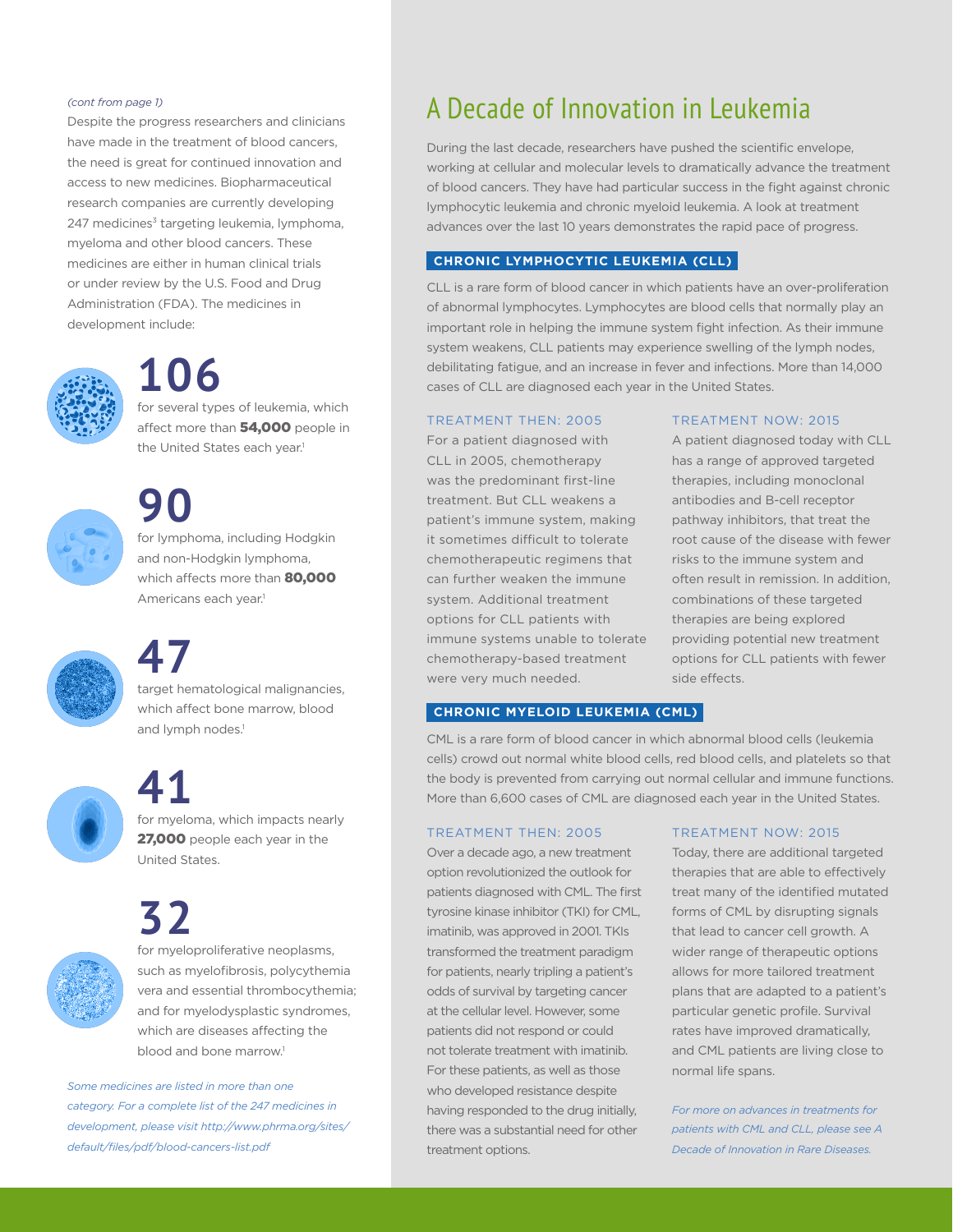*(cont from page 1)*

Despite the progress researchers and clinicians have made in the treatment of blood cancers, the need is great for continued innovation and access to new medicines. Biopharmaceutical research companies are currently developing 247 medicines[3] targeting leukemia, lymphoma, myeloma and other blood cancers. These medicines are either in human clinical trials or under review by the U.S. Food and Drug Administration (FDA). The medicines in development include:

**106**

for several types of leukemia, which affect more than **54,000** people in the United States each year.[1]

**90**

for lymphoma, including Hodgkin and non-Hodgkin lymphoma, which affects more than **80,000** Americans each year.[1]

**47**

target hematological malignancies, which affect bone marrow, blood and lymph nodes.[1]

**41**

for myeloma, which impacts nearly **27,000** people each year in the United States.

**32**

for myeloproliferative neoplasms, such as myelofibrosis, polycythemia vera and essential thrombocythemia; and for myelodysplastic syndromes, which are diseases affecting the blood and bone marrow.[1]

*Some medicines are listed in more than one category. For a complete list of the 247 medicines in development, please visit http://www.phrma.org/sites/default/files/pdf/blood-cancers-list.pdf*

# A Decade of Innovation in Leukemia

During the last decade, researchers have pushed the scientific envelope, working at cellular and molecular levels to dramatically advance the treatment of blood cancers. They have had particular success in the fight against chronic lymphocytic leukemia and chronic myeloid leukemia. A look at treatment advances over the last 10 years demonstrates the rapid pace of progress.

## CHRONIC LYMPHOCYTIC LEUKEMIA (CLL)

CLL is a rare form of blood cancer in which patients have an over-proliferation of abnormal lymphocytes. Lymphocytes are blood cells that normally play an important role in helping the immune system fight infection. As their immune system weakens, CLL patients may experience swelling of the lymph nodes, debilitating fatigue, and an increase in fever and infections. More than 14,000 cases of CLL are diagnosed each year in the United States.

### TREATMENT THEN: 2005

For a patient diagnosed with CLL in 2005, chemotherapy was the predominant first-line treatment. But CLL weakens a patient's immune system, making it sometimes difficult to tolerate chemotherapeutic regimens that can further weaken the immune system. Additional treatment options for CLL patients with immune systems unable to tolerate chemotherapy-based treatment were very much needed.

### TREATMENT NOW: 2015

A patient diagnosed today with CLL has a range of approved targeted therapies, including monoclonal antibodies and B-cell receptor pathway inhibitors, that treat the root cause of the disease with fewer risks to the immune system and often result in remission. In addition, combinations of these targeted therapies are being explored providing potential new treatment options for CLL patients with fewer side effects.

## CHRONIC MYELOID LEUKEMIA (CML)

CML is a rare form of blood cancer in which abnormal blood cells (leukemia cells) crowd out normal white blood cells, red blood cells, and platelets so that the body is prevented from carrying out normal cellular and immune functions. More than 6,600 cases of CML are diagnosed each year in the United States.

### TREATMENT THEN: 2005

Over a decade ago, a new treatment option revolutionized the outlook for patients diagnosed with CML. The first tyrosine kinase inhibitor (TKI) for CML, imatinib, was approved in 2001. TKIs transformed the treatment paradigm for patients, nearly tripling a patient's odds of survival by targeting cancer at the cellular level. However, some patients did not respond or could not tolerate treatment with imatinib. For these patients, as well as those who developed resistance despite having responded to the drug initially, there was a substantial need for other treatment options.

### TREATMENT NOW: 2015

Today, there are additional targeted therapies that are able to effectively treat many of the identified mutated forms of CML by disrupting signals that lead to cancer cell growth. A wider range of therapeutic options allows for more tailored treatment plans that are adapted to a patient's particular genetic profile. Survival rates have improved dramatically, and CML patients are living close to normal life spans.

*For more on advances in treatments for patients with CML and CLL, please see A Decade of Innovation in Rare Diseases.*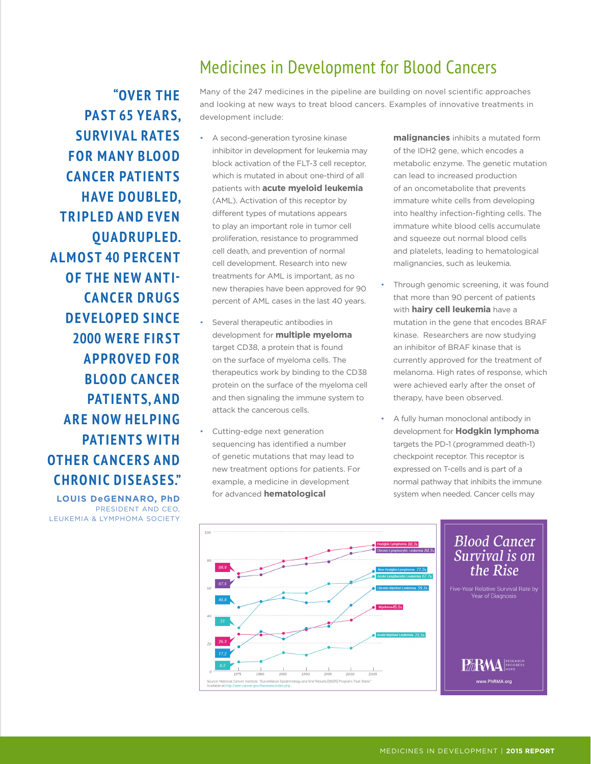# Medicines in Development for Blood Cancers

> "OVER THE PAST 65 YEARS, SURVIVAL RATES FOR MANY BLOOD CANCER PATIENTS HAVE DOUBLED, TRIPLED AND EVEN QUADRUPLED. ALMOST 40 PERCENT OF THE NEW ANTI-CANCER DRUGS DEVELOPED SINCE 2000 WERE FIRST APPROVED FOR BLOOD CANCER PATIENTS, AND ARE NOW HELPING PATIENTS WITH OTHER CANCERS AND CHRONIC DISEASES."
>
> **LOUIS DeGENNARO, PhD**
> PRESIDENT AND CEO,
> LEUKEMIA & LYMPHOMA SOCIETY

Many of the 247 medicines in the pipeline are building on novel scientific approaches and looking at new ways to treat blood cancers. Examples of innovative treatments in development include:

- A second-generation tyrosine kinase inhibitor in development for leukemia may block activation of the FLT-3 cell receptor, which is mutated in about one-third of all patients with **acute myeloid leukemia** (AML). Activation of this receptor by different types of mutations appears to play an important role in tumor cell proliferation, resistance to programmed cell death, and prevention of normal cell development. Research into new treatments for AML is important, as no new therapies have been approved for 90 percent of AML cases in the last 40 years.
- Several therapeutic antibodies in development for **multiple myeloma** target CD38, a protein that is found on the surface of myeloma cells. The therapeutics work by binding to the CD38 protein on the surface of the myeloma cell and then signaling the immune system to attack the cancerous cells.
- Cutting-edge next generation sequencing has identified a number of genetic mutations that may lead to new treatment options for patients. For example, a medicine in development for advanced **hematological malignancies** inhibits a mutated form of the IDH2 gene, which encodes a metabolic enzyme. The genetic mutation can lead to increased production of an oncometabolite that prevents immature white cells from developing into healthy infection-fighting cells. The immature white blood cells accumulate and squeeze out normal blood cells and platelets, leading to hematological malignancies, such as leukemia.
- Through genomic screening, it was found that more than 90 percent of patients with **hairy cell leukemia** have a mutation in the gene that encodes BRAF kinase. Researchers are now studying an inhibitor of BRAF kinase that is currently approved for the treatment of melanoma. High rates of response, which were achieved early after the onset of therapy, have been observed.
- A fully human monoclonal antibody in development for **Hodgkin lymphoma** targets the PD-1 (programmed death-1) checkpoint receptor. This receptor is expressed on T-cells and is part of a normal pathway that inhibits the immune system when needed. Cancer cells may

## Blood Cancer Survival is on the Rise

Five-Year Relative Survival Rate by Year of Diagnosis

| Cancer | 1975 | 2005 |
|---|---|---|
| Hodgkin Lymphoma | 69.9 | 88.3% |
| Chronic Lymphocytic Leukemia | 67.5 | 84.3% |
| Non-Hodgkin Lymphoma | 45.8 | 71.3% |
| Acute Lymphocytic Leukemia | 31 | 67.7% |
| Chronic Myeloid Leukemia | 17.2 | 59.3% |
| Myeloma | 26.3 | 45.5% |
| Acute Myeloid Leukemia | 6.3 | 25.5% |

Source: National Cancer Institute. "Surveillance Epidemiology and End Results [SEER] Program: Fast Stats" Available at http://seer.cancer.gov/faststats/index.php

PhRMA RESEARCH PROGRESS HOPE
www.PhRMA.org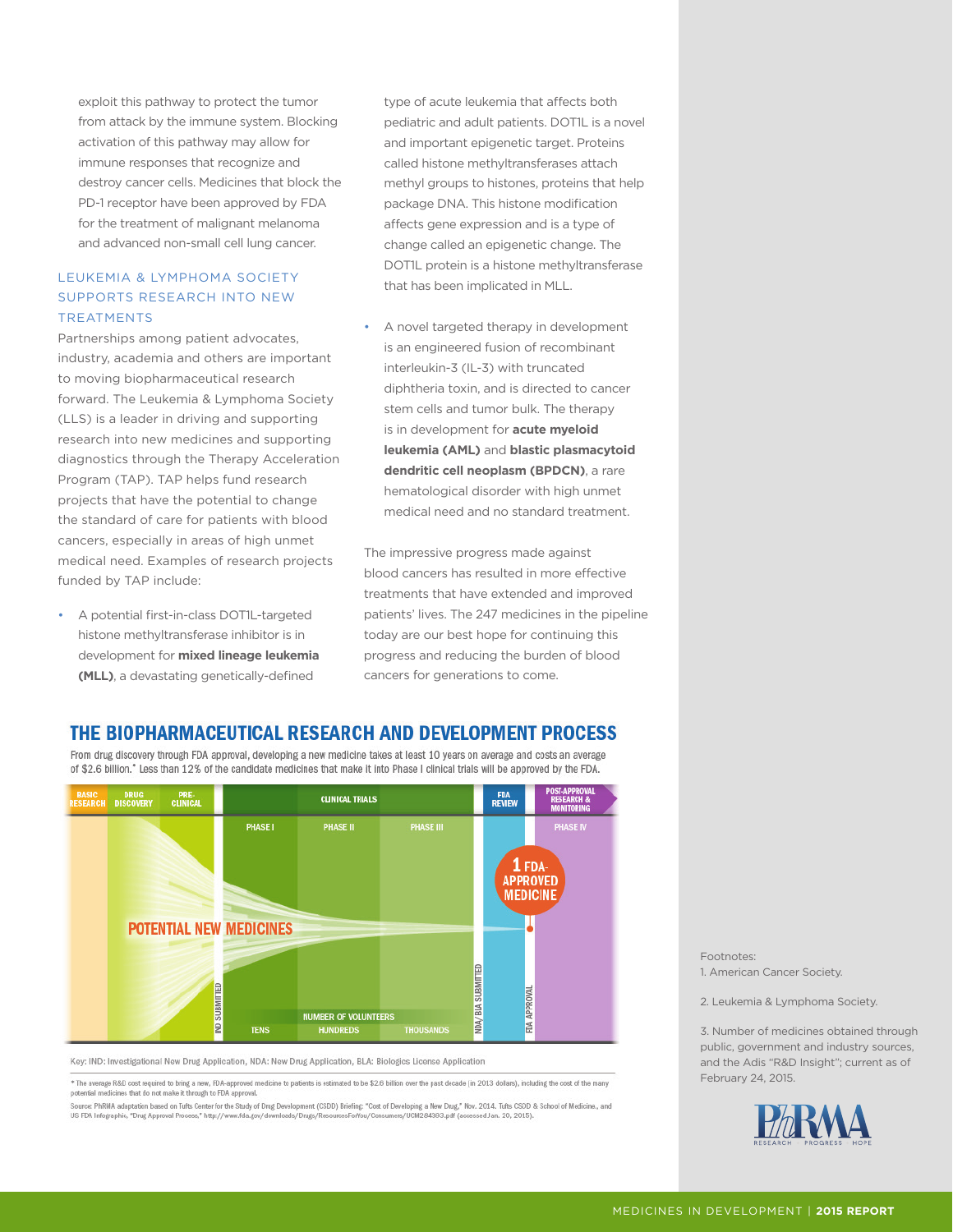exploit this pathway to protect the tumor from attack by the immune system. Blocking activation of this pathway may allow for immune responses that recognize and destroy cancer cells. Medicines that block the PD-1 receptor have been approved by FDA for the treatment of malignant melanoma and advanced non-small cell lung cancer.

### LEUKEMIA & LYMPHOMA SOCIETY SUPPORTS RESEARCH INTO NEW TREATMENTS

Partnerships among patient advocates, industry, academia and others are important to moving biopharmaceutical research forward. The Leukemia & Lymphoma Society (LLS) is a leader in driving and supporting research into new medicines and supporting diagnostics through the Therapy Acceleration Program (TAP). TAP helps fund research projects that have the potential to change the standard of care for patients with blood cancers, especially in areas of high unmet medical need. Examples of research projects funded by TAP include:

- A potential first-in-class DOT1L-targeted histone methyltransferase inhibitor is in development for **mixed lineage leukemia (MLL)**, a devastating genetically-defined type of acute leukemia that affects both pediatric and adult patients. DOT1L is a novel and important epigenetic target. Proteins called histone methyltransferases attach methyl groups to histones, proteins that help package DNA. This histone modification affects gene expression and is a type of change called an epigenetic change. The DOT1L protein is a histone methyltransferase that has been implicated in MLL.

- A novel targeted therapy in development is an engineered fusion of recombinant interleukin-3 (IL-3) with truncated diphtheria toxin, and is directed to cancer stem cells and tumor bulk. The therapy is in development for **acute myeloid leukemia (AML)** and **blastic plasmacytoid dendritic cell neoplasm (BPDCN)**, a rare hematological disorder with high unmet medical need and no standard treatment.

The impressive progress made against blood cancers has resulted in more effective treatments that have extended and improved patients' lives. The 247 medicines in the pipeline today are our best hope for continuing this progress and reducing the burden of blood cancers for generations to come.

## THE BIOPHARMACEUTICAL RESEARCH AND DEVELOPMENT PROCESS

From drug discovery through FDA approval, developing a new medicine takes at least 10 years on average and costs an average of $2.6 billion.* Less than 12% of the candidate medicines that make it into Phase I clinical trials will be approved by the FDA.

BASIC RESEARCH
DRUG DISCOVERY
PRE-CLINICAL
CLINICAL TRIALS
PHASE I
PHASE II
PHASE III
FDA REVIEW
POST-APPROVAL RESEARCH & MONITORING
PHASE IV
POTENTIAL NEW MEDICINES
1 FDA-APPROVED MEDICINE
IND SUBMITTED
NDA/BLA SUBMITTED
FDA APPROVAL
NUMBER OF VOLUNTEERS
TENS
HUNDREDS
THOUSANDS

Key: IND: Investigational New Drug Application, NDA: New Drug Application, BLA: Biologics License Application

* The average R&D cost required to bring a new, FDA-approved medicine to patients is estimated to be $2.6 billion over the past decade (in 2013 dollars), including the cost of the many potential medicines that do not make it through to FDA approval.

Source: PhRMA adaptation based on Tufts Center for the Study of Drug Development (CSDD) Briefing: "Cost of Developing a New Drug," Nov. 2014. Tufts CSDD & School of Medicine., and US FDA Infographic, "Drug Approval Process," http://www.fda.gov/downloads/Drugs/ResourcesForYou/Consumers/UCM284393.pdf (accessed Jan. 20, 2015).

Footnotes:
1. American Cancer Society.

2. Leukemia & Lymphoma Society.

3. Number of medicines obtained through public, government and industry sources, and the Adis "R&D Insight"; current as of February 24, 2015.

PhRMA
RESEARCH · PROGRESS · HOPE